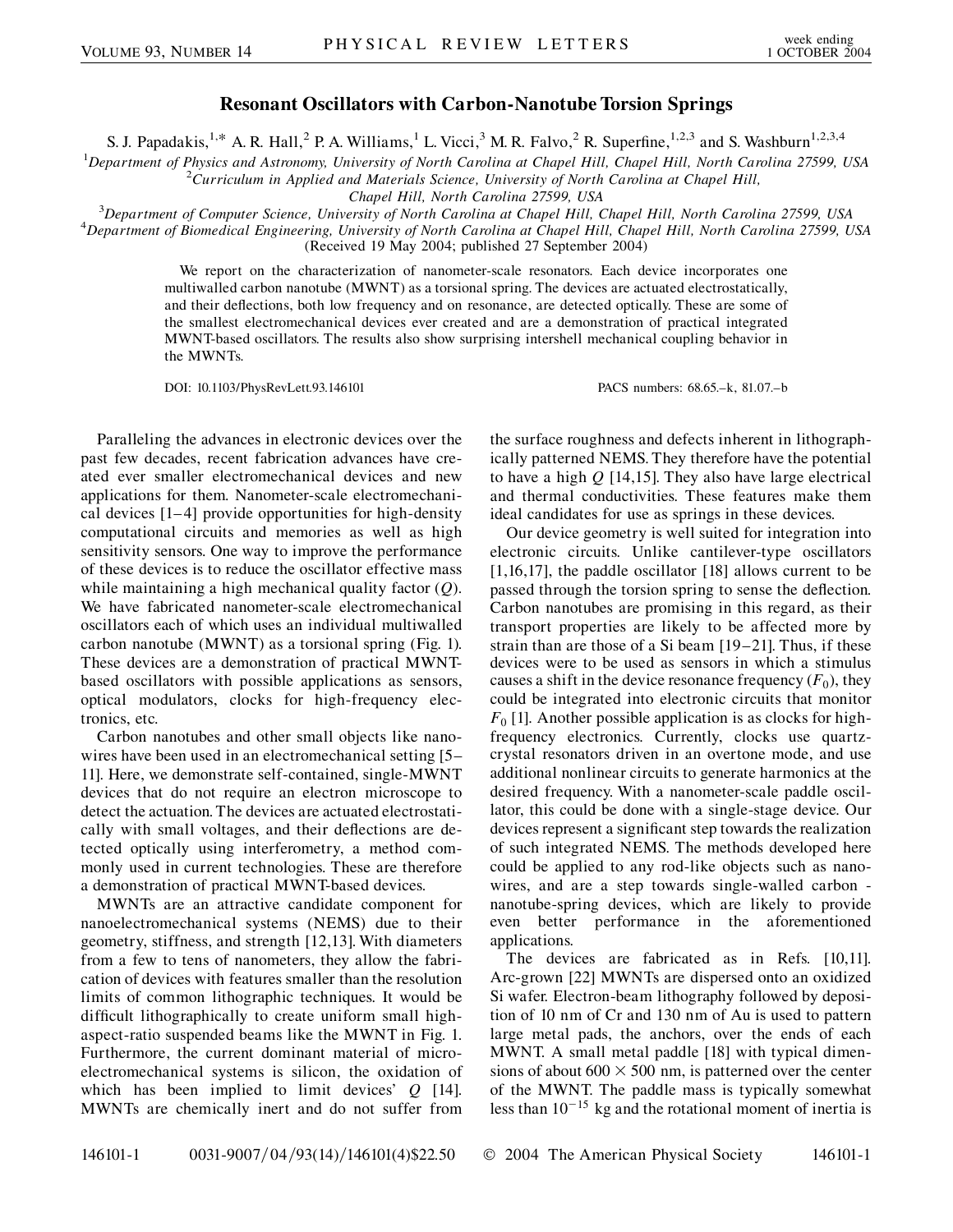# Resonant Oscillators with Carbon-Nanotube Torsion Springs

S. J. Papadakis,[1,*] A. R. Hall,[2] P. A. Williams,[1] L. Vicci,[3] M. R. Falvo,[2] R. Superfine,[1,2,3] and S. Washburn[1,2,3,4]

[1]*Department of Physics and Astronomy, University of North Carolina at Chapel Hill, Chapel Hill, North Carolina 27599, USA*
[2]*Curriculum in Applied and Materials Science, University of North Carolina at Chapel Hill, Chapel Hill, North Carolina 27599, USA*
[3]*Department of Computer Science, University of North Carolina at Chapel Hill, Chapel Hill, North Carolina 27599, USA*
[4]*Department of Biomedical Engineering, University of North Carolina at Chapel Hill, Chapel Hill, North Carolina 27599, USA*

(Received 19 May 2004; published 27 September 2004)

We report on the characterization of nanometer-scale resonators. Each device incorporates one multiwalled carbon nanotube (MWNT) as a torsional spring. The devices are actuated electrostatically, and their deflections, both low frequency and on resonance, are detected optically. These are some of the smallest electromechanical devices ever created and are a demonstration of practical integrated MWNT-based oscillators. The results also show surprising intershell mechanical coupling behavior in the MWNTs.

DOI: 10.1103/PhysRevLett.93.146101 PACS numbers: 68.65.–k, 81.07.–b

Paralleling the advances in electronic devices over the past few decades, recent fabrication advances have created ever smaller electromechanical devices and new applications for them. Nanometer-scale electromechanical devices [1–4] provide opportunities for high-density computational circuits and memories as well as high sensitivity sensors. One way to improve the performance of these devices is to reduce the oscillator effective mass while maintaining a high mechanical quality factor ($Q$). We have fabricated nanometer-scale electromechanical oscillators each of which uses an individual multiwalled carbon nanotube (MWNT) as a torsional spring (Fig. 1). These devices are a demonstration of practical MWNT-based oscillators with possible applications as sensors, optical modulators, clocks for high-frequency electronics, etc.

Carbon nanotubes and other small objects like nanowires have been used in an electromechanical setting [5–11]. Here, we demonstrate self-contained, single-MWNT devices that do not require an electron microscope to detect the actuation. The devices are actuated electrostatically with small voltages, and their deflections are detected optically using interferometry, a method commonly used in current technologies. These are therefore a demonstration of practical MWNT-based devices.

MWNTs are an attractive candidate component for nanoelectromechanical systems (NEMS) due to their geometry, stiffness, and strength [12,13]. With diameters from a few to tens of nanometers, they allow the fabrication of devices with features smaller than the resolution limits of common lithographic techniques. It would be difficult lithographically to create uniform small high-aspect-ratio suspended beams like the MWNT in Fig. 1. Furthermore, the current dominant material of microelectromechanical systems is silicon, the oxidation of which has been implied to limit devices' $Q$ [14]. MWNTs are chemically inert and do not suffer from the surface roughness and defects inherent in lithographically patterned NEMS. They therefore have the potential to have a high $Q$ [14,15]. They also have large electrical and thermal conductivities. These features make them ideal candidates for use as springs in these devices.

Our device geometry is well suited for integration into electronic circuits. Unlike cantilever-type oscillators [1,16,17], the paddle oscillator [18] allows current to be passed through the torsion spring to sense the deflection. Carbon nanotubes are promising in this regard, as their transport properties are likely to be affected more by strain than are those of a Si beam [19–21]. Thus, if these devices were to be used as sensors in which a stimulus causes a shift in the device resonance frequency ($F_0$), they could be integrated into electronic circuits that monitor $F_0$ [1]. Another possible application is as clocks for high-frequency electronics. Currently, clocks use quartz-crystal resonators driven in an overtone mode, and use additional nonlinear circuits to generate harmonics at the desired frequency. With a nanometer-scale paddle oscillator, this could be done with a single-stage device. Our devices represent a significant step towards the realization of such integrated NEMS. The methods developed here could be applied to any rod-like objects such as nanowires, and are a step towards single-walled carbon - nanotube-spring devices, which are likely to provide even better performance in the aforementioned applications.

The devices are fabricated as in Refs. [10,11]. Arc-grown [22] MWNTs are dispersed onto an oxidized Si wafer. Electron-beam lithography followed by deposition of 10 nm of Cr and 130 nm of Au is used to pattern large metal pads, the anchors, over the ends of each MWNT. A small metal paddle [18] with typical dimensions of about $600 \times 500$ nm, is patterned over the center of the MWNT. The paddle mass is typically somewhat less than $10^{-15}$ kg and the rotational moment of inertia is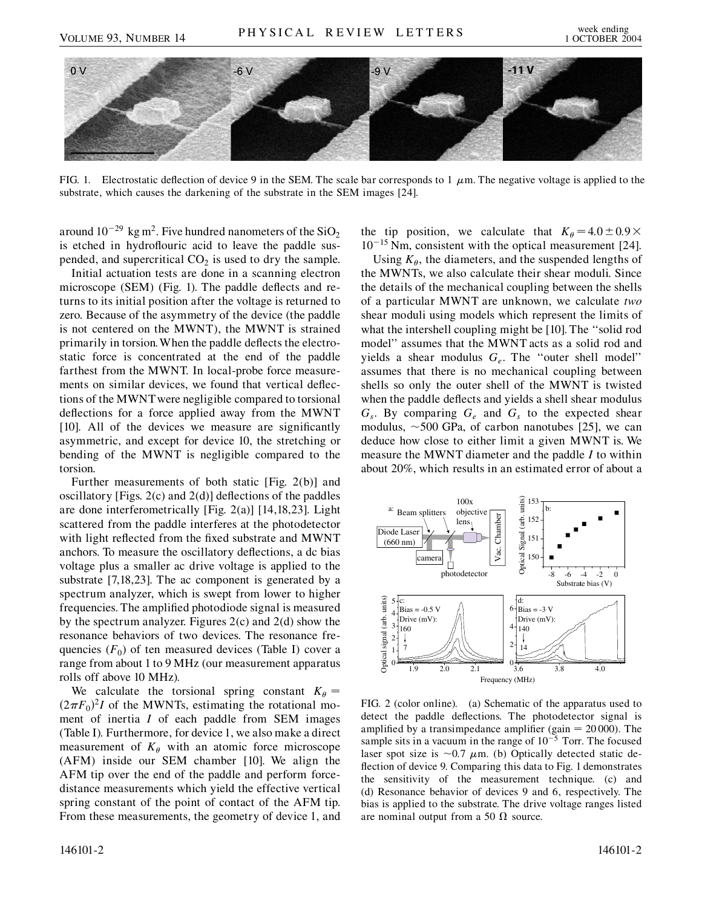FIG. 1. Electrostatic deflection of device 9 in the SEM. The scale bar corresponds to 1 $\mu$m. The negative voltage is applied to the substrate, which causes the darkening of the substrate in the SEM images [24].

around $10^{-29}$ kg m$^2$. Five hundred nanometers of the $SiO_2$ is etched in hydroflouric acid to leave the paddle suspended, and supercritical $CO_2$ is used to dry the sample.

Initial actuation tests are done in a scanning electron microscope (SEM) (Fig. 1). The paddle deflects and returns to its initial position after the voltage is returned to zero. Because of the asymmetry of the device (the paddle is not centered on the MWNT), the MWNT is strained primarily in torsion. When the paddle deflects the electrostatic force is concentrated at the end of the paddle farthest from the MWNT. In local-probe force measurements on similar devices, we found that vertical deflections of the MWNT were negligible compared to torsional deflections for a force applied away from the MWNT [10]. All of the devices we measure are significantly asymmetric, and except for device 10, the stretching or bending of the MWNT is negligible compared to the torsion.

Further measurements of both static [Fig. 2(b)] and oscillatory [Figs. 2(c) and 2(d)] deflections of the paddles are done interferometrically [Fig. 2(a)] [14,18,23]. Light scattered from the paddle interferes at the photodetector with light reflected from the fixed substrate and MWNT anchors. To measure the oscillatory deflections, a dc bias voltage plus a smaller ac drive voltage is applied to the substrate [7,18,23]. The ac component is generated by a spectrum analyzer, which is swept from lower to higher frequencies. The amplified photodiode signal is measured by the spectrum analyzer. Figures 2(c) and 2(d) show the resonance behaviors of two devices. The resonance frequencies ($F_0$) of ten measured devices (Table I) cover a range from about 1 to 9 MHz (our measurement apparatus rolls off above 10 MHz).

We calculate the torsional spring constant $K_\theta = (2\pi F_0)^2 I$ of the MWNTs, estimating the rotational moment of inertia $I$ of each paddle from SEM images (Table I). Furthermore, for device 1, we also make a direct measurement of $K_\theta$ with an atomic force microscope (AFM) inside our SEM chamber [10]. We align the AFM tip over the end of the paddle and perform force-distance measurements which yield the effective vertical spring constant of the point of contact of the AFM tip. From these measurements, the geometry of device 1, and the tip position, we calculate that $K_\theta = 4.0 \pm 0.9 \times 10^{-15}$ Nm, consistent with the optical measurement [24].

Using $K_\theta$, the diameters, and the suspended lengths of the MWNTs, we also calculate their shear moduli. Since the details of the mechanical coupling between the shells of a particular MWNT are unknown, we calculate *two* shear moduli using models which represent the limits of what the intershell coupling might be [10]. The "solid rod model" assumes that the MWNT acts as a solid rod and yields a shear modulus $G_e$. The "outer shell model" assumes that there is no mechanical coupling between shells so only the outer shell of the MWNT is twisted when the paddle deflects and yields a shell shear modulus $G_s$. By comparing $G_e$ and $G_s$ to the expected shear modulus, ~500 GPa, of carbon nanotubes [25], we can deduce how close to either limit a given MWNT is. We measure the MWNT diameter and the paddle $I$ to within about 20%, which results in an estimated error of about a

FIG. 2 (color online). (a) Schematic of the apparatus used to detect the paddle deflections. The photodetector signal is amplified by a transimpedance amplifier (gain = 20 000). The sample sits in a vacuum in the range of $10^{-5}$ Torr. The focused laser spot size is ~0.7 $\mu$m. (b) Optically detected static deflection of device 9. Comparing this data to Fig. 1 demonstrates the sensitivity of the measurement technique. (c) and (d) Resonance behavior of devices 9 and 6, respectively. The bias is applied to the substrate. The drive voltage ranges listed are nominal output from a 50 $\Omega$ source.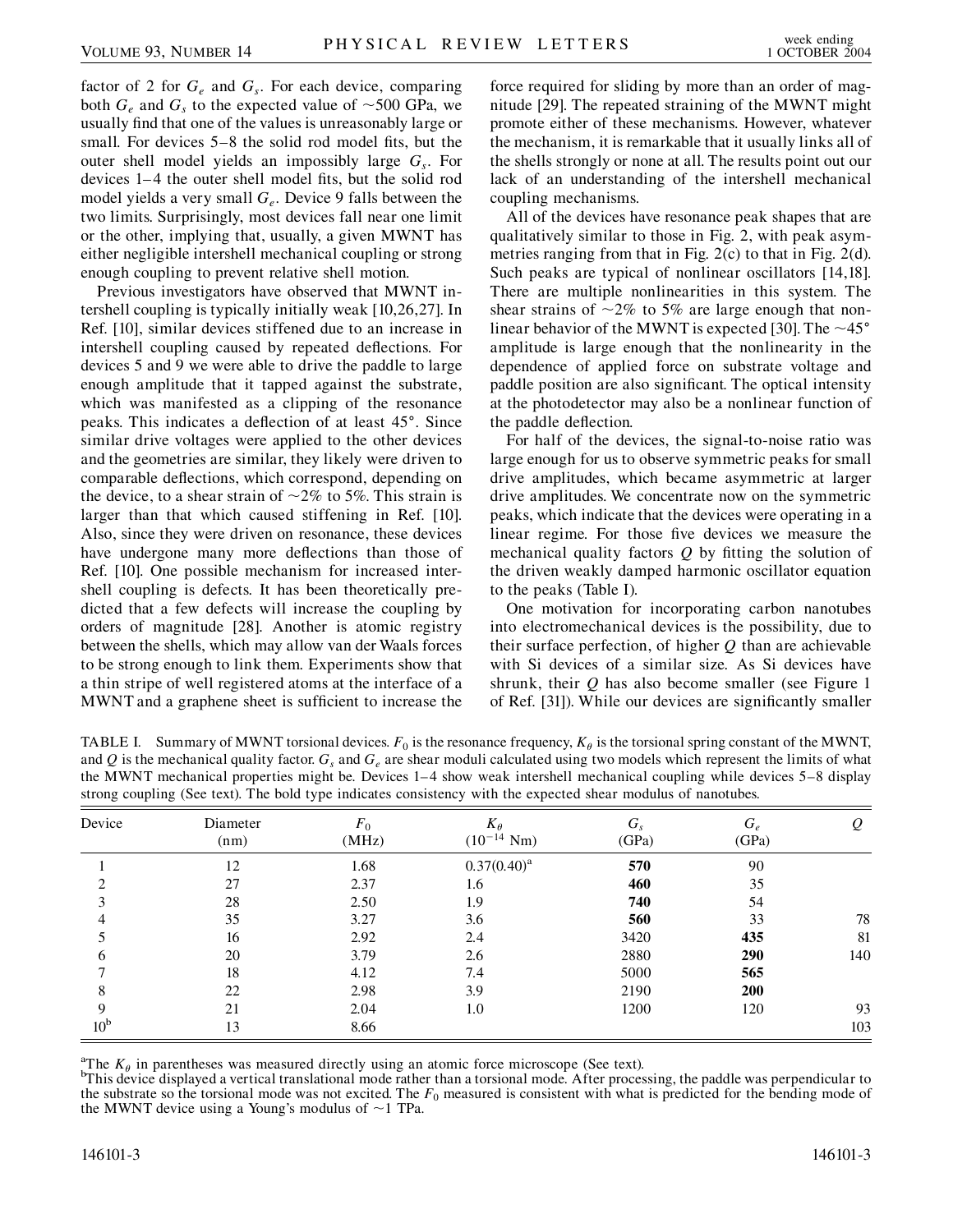factor of 2 for $G_e$ and $G_s$. For each device, comparing both $G_e$ and $G_s$ to the expected value of $\sim$500 GPa, we usually find that one of the values is unreasonably large or small. For devices 5–8 the solid rod model fits, but the outer shell model yields an impossibly large $G_s$. For devices 1–4 the outer shell model fits, but the solid rod model yields a very small $G_e$. Device 9 falls between the two limits. Surprisingly, most devices fall near one limit or the other, implying that, usually, a given MWNT has either negligible intershell mechanical coupling or strong enough coupling to prevent relative shell motion.

Previous investigators have observed that MWNT intershell coupling is typically initially weak [10,26,27]. In Ref. [10], similar devices stiffened due to an increase in intershell coupling caused by repeated deflections. For devices 5 and 9 we were able to drive the paddle to large enough amplitude that it tapped against the substrate, which was manifested as a clipping of the resonance peaks. This indicates a deflection of at least 45°. Since similar drive voltages were applied to the other devices and the geometries are similar, they likely were driven to comparable deflections, which correspond, depending on the device, to a shear strain of $\sim$2% to 5%. This strain is larger than that which caused stiffening in Ref. [10]. Also, since they were driven on resonance, these devices have undergone many more deflections than those of Ref. [10]. One possible mechanism for increased intershell coupling is defects. It has been theoretically predicted that a few defects will increase the coupling by orders of magnitude [28]. Another is atomic registry between the shells, which may allow van der Waals forces to be strong enough to link them. Experiments show that a thin stripe of well registered atoms at the interface of a MWNT and a graphene sheet is sufficient to increase the force required for sliding by more than an order of magnitude [29]. The repeated straining of the MWNT might promote either of these mechanisms. However, whatever the mechanism, it is remarkable that it usually links all of the shells strongly or none at all. The results point out our lack of an understanding of the intershell mechanical coupling mechanisms.

All of the devices have resonance peak shapes that are qualitatively similar to those in Fig. 2, with peak asymmetries ranging from that in Fig. 2(c) to that in Fig. 2(d). Such peaks are typical of nonlinear oscillators [14,18]. There are multiple nonlinearities in this system. The shear strains of $\sim$2% to 5% are large enough that nonlinear behavior of the MWNT is expected [30]. The $\sim$45° amplitude is large enough that the nonlinearity in the dependence of applied force on substrate voltage and paddle position are also significant. The optical intensity at the photodetector may also be a nonlinear function of the paddle deflection.

For half of the devices, the signal-to-noise ratio was large enough for us to observe symmetric peaks for small drive amplitudes, which became asymmetric at larger drive amplitudes. We concentrate now on the symmetric peaks, which indicate that the devices were operating in a linear regime. For those five devices we measure the mechanical quality factors $Q$ by fitting the solution of the driven weakly damped harmonic oscillator equation to the peaks (Table I).

One motivation for incorporating carbon nanotubes into electromechanical devices is the possibility, due to their surface perfection, of higher $Q$ than are achievable with Si devices of a similar size. As Si devices have shrunk, their $Q$ has also become smaller (see Figure 1 of Ref. [31]). While our devices are significantly smaller

TABLE I. Summary of MWNT torsional devices. $F_0$ is the resonance frequency, $K_\theta$ is the torsional spring constant of the MWNT, and $Q$ is the mechanical quality factor. $G_s$ and $G_e$ are shear moduli calculated using two models which represent the limits of what the MWNT mechanical properties might be. Devices 1–4 show weak intershell mechanical coupling while devices 5–8 display strong coupling (See text). The bold type indicates consistency with the expected shear modulus of nanotubes.

| Device | Diameter (nm) | $F_0$ (MHz) | $K_\theta$ ($10^{-14}$ Nm) | $G_s$ (GPa) | $G_e$ (GPa) | $Q$ |
|---|---|---|---|---|---|---|
| 1 | 12 | 1.68 | 0.37(0.40)[a] | **570** | 90 | |
| 2 | 27 | 2.37 | 1.6 | **460** | 35 | |
| 3 | 28 | 2.50 | 1.9 | **740** | 54 | |
| 4 | 35 | 3.27 | 3.6 | **560** | 33 | 78 |
| 5 | 16 | 2.92 | 2.4 | 3420 | **435** | 81 |
| 6 | 20 | 3.79 | 2.6 | 2880 | **290** | 140 |
| 7 | 18 | 4.12 | 7.4 | 5000 | **565** | |
| 8 | 22 | 2.98 | 3.9 | 2190 | **200** | |
| 9 | 21 | 2.04 | 1.0 | 1200 | 120 | 93 |
| 10[b] | 13 | 8.66 | | | | 103 |

[a]The $K_\theta$ in parentheses was measured directly using an atomic force microscope (See text).
[b]This device displayed a vertical translational mode rather than a torsional mode. After processing, the paddle was perpendicular to the substrate so the torsional mode was not excited. The $F_0$ measured is consistent with what is predicted for the bending mode of the MWNT device using a Young's modulus of $\sim$1 TPa.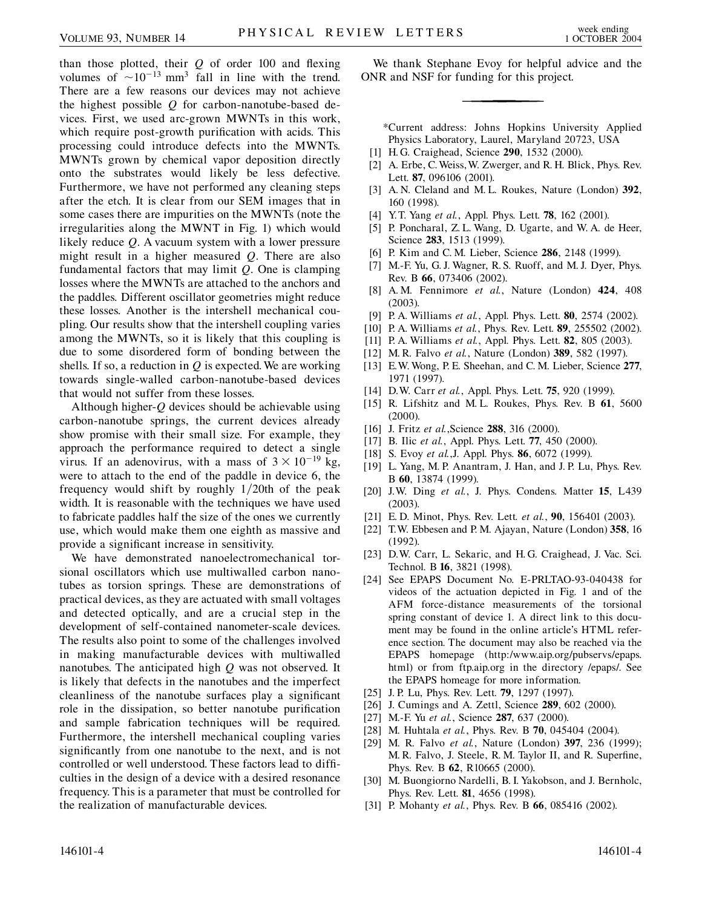than those plotted, their $Q$ of order 100 and flexing volumes of $\sim 10^{-13}$ mm$^3$ fall in line with the trend. There are a few reasons our devices may not achieve the highest possible $Q$ for carbon-nanotube-based devices. First, we used arc-grown MWNTs in this work, which require post-growth purification with acids. This processing could introduce defects into the MWNTs. MWNTs grown by chemical vapor deposition directly onto the substrates would likely be less defective. Furthermore, we have not performed any cleaning steps after the etch. It is clear from our SEM images that in some cases there are impurities on the MWNTs (note the irregularities along the MWNT in Fig. 1) which would likely reduce $Q$. A vacuum system with a lower pressure might result in a higher measured $Q$. There are also fundamental factors that may limit $Q$. One is clamping losses where the MWNTs are attached to the anchors and the paddles. Different oscillator geometries might reduce these losses. Another is the intershell mechanical coupling. Our results show that the intershell coupling varies among the MWNTs, so it is likely that this coupling is due to some disordered form of bonding between the shells. If so, a reduction in $Q$ is expected. We are working towards single-walled carbon-nanotube-based devices that would not suffer from these losses.

Although higher-$Q$ devices should be achievable using carbon-nanotube springs, the current devices already show promise with their small size. For example, they approach the performance required to detect a single virus. If an adenovirus, with a mass of $3 \times 10^{-19}$ kg, were to attach to the end of the paddle in device 6, the frequency would shift by roughly 1/20th of the peak width. It is reasonable with the techniques we have used to fabricate paddles half the size of the ones we currently use, which would make them one eighth as massive and provide a significant increase in sensitivity.

We have demonstrated nanoelectromechanical torsional oscillators which use multiwalled carbon nanotubes as torsion springs. These are demonstrations of practical devices, as they are actuated with small voltages and detected optically, and are a crucial step in the development of self-contained nanometer-scale devices. The results also point to some of the challenges involved in making manufacturable devices with multiwalled nanotubes. The anticipated high $Q$ was not observed. It is likely that defects in the nanotubes and the imperfect cleanliness of the nanotube surfaces play a significant role in the dissipation, so better nanotube purification and sample fabrication techniques will be required. Furthermore, the intershell mechanical coupling varies significantly from one nanotube to the next, and is not controlled or well understood. These factors lead to difficulties in the design of a device with a desired resonance frequency. This is a parameter that must be controlled for the realization of manufacturable devices.

We thank Stephane Evoy for helpful advice and the ONR and NSF for funding for this project.

---

*Current address: Johns Hopkins University Applied Physics Laboratory, Laurel, Maryland 20723, USA

[1] H. G. Craighead, Science **290**, 1532 (2000).
[2] A. Erbe, C. Weiss, W. Zwerger, and R. H. Blick, Phys. Rev. Lett. **87**, 096106 (2001).
[3] A. N. Cleland and M. L. Roukes, Nature (London) **392**, 160 (1998).
[4] Y. T. Yang *et al.*, Appl. Phys. Lett. **78**, 162 (2001).
[5] P. Poncharal, Z. L. Wang, D. Ugarte, and W. A. de Heer, Science **283**, 1513 (1999).
[6] P. Kim and C. M. Lieber, Science **286**, 2148 (1999).
[7] M.-F. Yu, G. J. Wagner, R. S. Ruoff, and M. J. Dyer, Phys. Rev. B **66**, 073406 (2002).
[8] A. M. Fennimore *et al.*, Nature (London) **424**, 408 (2003).
[9] P. A. Williams *et al.*, Appl. Phys. Lett. **80**, 2574 (2002).
[10] P. A. Williams *et al.*, Phys. Rev. Lett. **89**, 255502 (2002).
[11] P. A. Williams *et al.*, Appl. Phys. Lett. **82**, 805 (2003).
[12] M. R. Falvo *et al.*, Nature (London) **389**, 582 (1997).
[13] E. W. Wong, P. E. Sheehan, and C. M. Lieber, Science **277**, 1971 (1997).
[14] D. W. Carr *et al.*, Appl. Phys. Lett. **75**, 920 (1999).
[15] R. Lifshitz and M. L. Roukes, Phys. Rev. B **61**, 5600 (2000).
[16] J. Fritz *et al.*, Science **288**, 316 (2000).
[17] B. Ilic *et al.*, Appl. Phys. Lett. **77**, 450 (2000).
[18] S. Evoy *et al.*, J. Appl. Phys. **86**, 6072 (1999).
[19] L. Yang, M. P. Anantram, J. Han, and J. P. Lu, Phys. Rev. B **60**, 13874 (1999).
[20] J. W. Ding *et al.*, J. Phys. Condens. Matter **15**, L439 (2003).
[21] E. D. Minot, Phys. Rev. Lett. *et al.*, **90**, 156401 (2003).
[22] T. W. Ebbesen and P. M. Ajayan, Nature (London) **358**, 16 (1992).
[23] D. W. Carr, L. Sekaric, and H. G. Craighead, J. Vac. Sci. Technol. B **16**, 3821 (1998).
[24] See EPAPS Document No. E-PRLTAO-93-040438 for videos of the actuation depicted in Fig. 1 and of the AFM force-distance measurements of the torsional spring constant of device 1. A direct link to this document may be found in the online article's HTML reference section. The document may also be reached via the EPAPS homepage (http:/www.aip.org/pubservs/epaps.html) or from ftp.aip.org in the directory /epaps/. See the EPAPS homeage for more information.
[25] J. P. Lu, Phys. Rev. Lett. **79**, 1297 (1997).
[26] J. Cumings and A. Zettl, Science **289**, 602 (2000).
[27] M.-F. Yu *et al.*, Science **287**, 637 (2000).
[28] M. Huhtala *et al.*, Phys. Rev. B **70**, 045404 (2004).
[29] M. R. Falvo *et al.*, Nature (London) **397**, 236 (1999); M. R. Falvo, J. Steele, R. M. Taylor II, and R. Superfine, Phys. Rev. B **62**, R10665 (2000).
[30] M. Buongiorno Nardelli, B. I. Yakobson, and J. Bernholc, Phys. Rev. Lett. **81**, 4656 (1998).
[31] P. Mohanty *et al.*, Phys. Rev. B **66**, 085416 (2002).